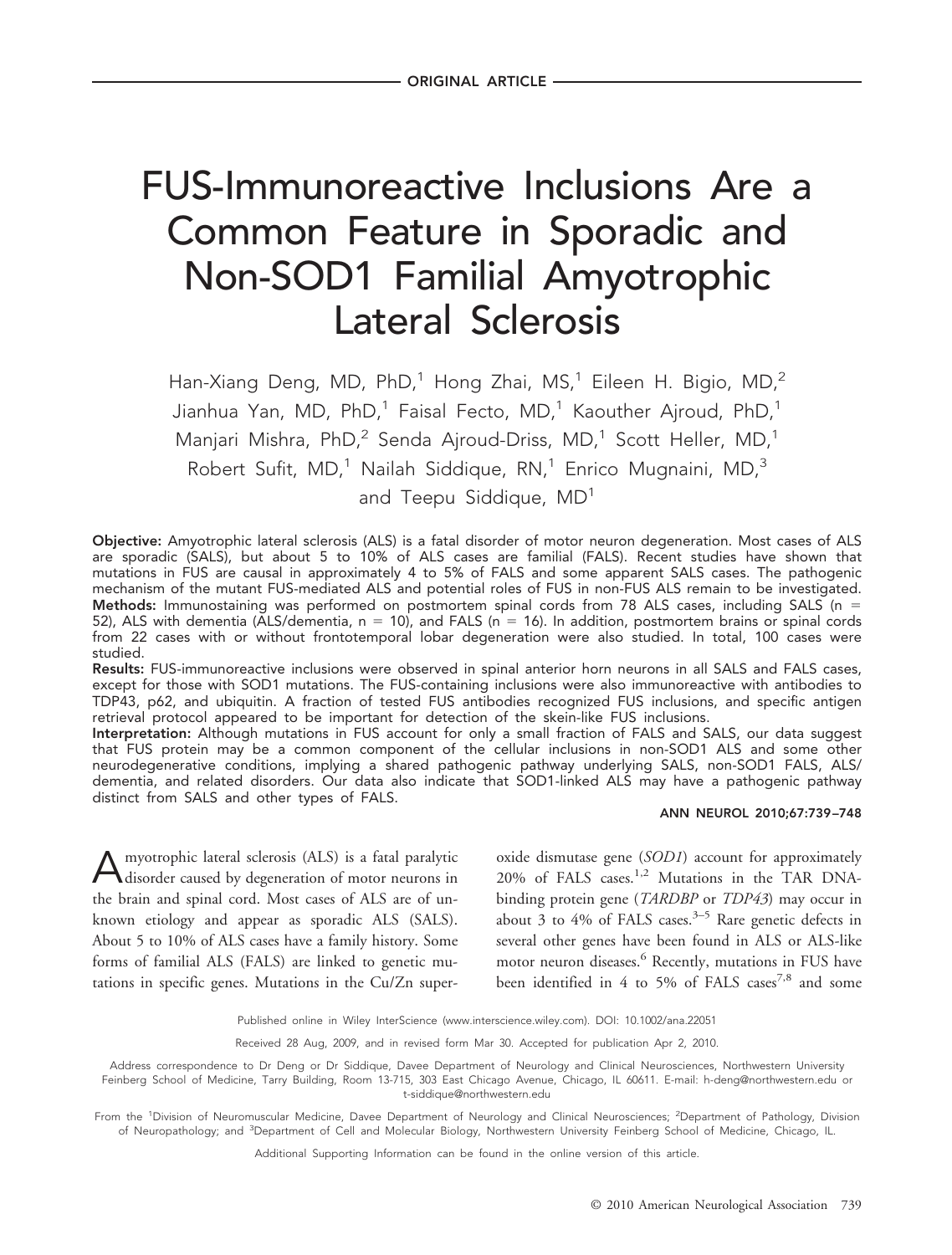ORIGINAL ARTICLE

# FUS-Immunoreactive Inclusions Are a Common Feature in Sporadic and Non-SOD1 Familial Amyotrophic Lateral Sclerosis

Han-Xiang Deng, MD, PhD,[1] Hong Zhai, MS,[1] Eileen H. Bigio, MD,[2] Jianhua Yan, MD, PhD,[1] Faisal Fecto, MD,[1] Kaouther Ajroud, PhD,[1] Manjari Mishra, PhD,[2] Senda Ajroud-Driss, MD,[1] Scott Heller, MD,[1] Robert Sufit, MD,[1] Nailah Siddique, RN,[1] Enrico Mugnaini, MD,[3] and Teepu Siddique, MD[1]

**Objective:** Amyotrophic lateral sclerosis (ALS) is a fatal disorder of motor neuron degeneration. Most cases of ALS are sporadic (SALS), but about 5 to 10% of ALS cases are familial (FALS). Recent studies have shown that mutations in FUS are causal in approximately 4 to 5% of FALS and some apparent SALS cases. The pathogenic mechanism of the mutant FUS-mediated ALS and potential roles of FUS in non-FUS ALS remain to be investigated.

**Methods:** Immunostaining was performed on postmortem spinal cords from 78 ALS cases, including SALS (n = 52), ALS with dementia (ALS/dementia, n = 10), and FALS (n = 16). In addition, postmortem brains or spinal cords from 22 cases with or without frontotemporal lobar degeneration were also studied. In total, 100 cases were studied.

**Results:** FUS-immunoreactive inclusions were observed in spinal anterior horn neurons in all SALS and FALS cases, except for those with SOD1 mutations. The FUS-containing inclusions were also immunoreactive with antibodies to TDP43, p62, and ubiquitin. A fraction of tested FUS antibodies recognized FUS inclusions, and specific antigen retrieval protocol appeared to be important for detection of the skein-like FUS inclusions.

**Interpretation:** Although mutations in FUS account for only a small fraction of FALS and SALS, our data suggest that FUS protein may be a common component of the cellular inclusions in non-SOD1 ALS and some other neurodegenerative conditions, implying a shared pathogenic pathway underlying SALS, non-SOD1 FALS, ALS/dementia, and related disorders. Our data also indicate that SOD1-linked ALS may have a pathogenic pathway distinct from SALS and other types of FALS.

ANN NEUROL 2010;67:739–748

Amyotrophic lateral sclerosis (ALS) is a fatal paralytic disorder caused by degeneration of motor neurons in the brain and spinal cord. Most cases of ALS are of unknown etiology and appear as sporadic ALS (SALS). About 5 to 10% of ALS cases have a family history. Some forms of familial ALS (FALS) are linked to genetic mutations in specific genes. Mutations in the Cu/Zn superoxide dismutase gene (*SOD1*) account for approximately 20% of FALS cases.[1,2] Mutations in the TAR DNA-binding protein gene (*TARDBP* or *TDP43*) may occur in about 3 to 4% of FALS cases.[3–5] Rare genetic defects in several other genes have been found in ALS or ALS-like motor neuron diseases.[6] Recently, mutations in FUS have been identified in 4 to 5% of FALS cases[7,8] and some

Published online in Wiley InterScience (www.interscience.wiley.com). DOI: 10.1002/ana.22051

Received 28 Aug, 2009, and in revised form Mar 30. Accepted for publication Apr 2, 2010.

Address correspondence to Dr Deng or Dr Siddique, Davee Department of Neurology and Clinical Neurosciences, Northwestern University Feinberg School of Medicine, Tarry Building, Room 13-715, 303 East Chicago Avenue, Chicago, IL 60611. E-mail: h-deng@northwestern.edu or t-siddique@northwestern.edu

From the [1]Division of Neuromuscular Medicine, Davee Department of Neurology and Clinical Neurosciences; [2]Department of Pathology, Division of Neuropathology; and [3]Department of Cell and Molecular Biology, Northwestern University Feinberg School of Medicine, Chicago, IL.

Additional Supporting Information can be found in the online version of this article.

© 2010 American Neurological Association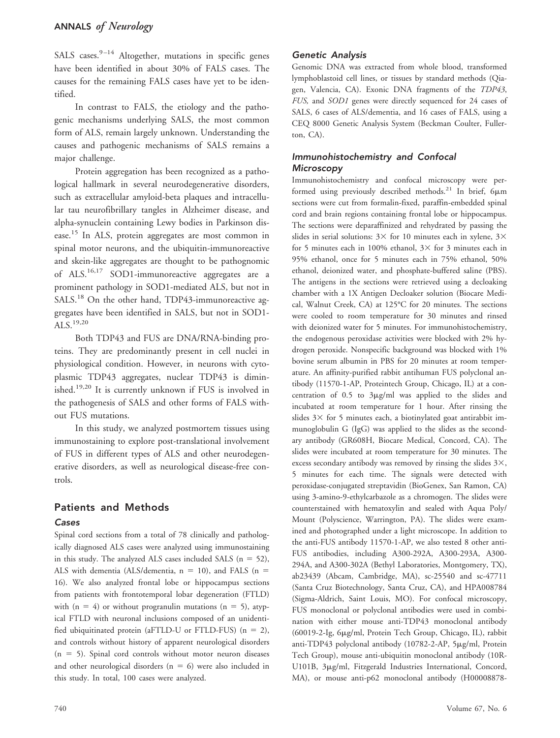SALS cases.[9–14] Altogether, mutations in specific genes have been identified in about 30% of FALS cases. The causes for the remaining FALS cases have yet to be identified.

In contrast to FALS, the etiology and the pathogenic mechanisms underlying SALS, the most common form of ALS, remain largely unknown. Understanding the causes and pathogenic mechanisms of SALS remains a major challenge.

Protein aggregation has been recognized as a pathological hallmark in several neurodegenerative disorders, such as extracellular amyloid-beta plaques and intracellular tau neurofibrillary tangles in Alzheimer disease, and alpha-synuclein containing Lewy bodies in Parkinson disease.[15] In ALS, protein aggregates are most common in spinal motor neurons, and the ubiquitin-immunoreactive and skein-like aggregates are thought to be pathognomic of ALS.[16,17] SOD1-immunoreactive aggregates are a prominent pathology in SOD1-mediated ALS, but not in SALS.[18] On the other hand, TDP43-immunoreactive aggregates have been identified in SALS, but not in SOD1-ALS.[19,20]

Both TDP43 and FUS are DNA/RNA-binding proteins. They are predominantly present in cell nuclei in physiological condition. However, in neurons with cytoplasmic TDP43 aggregates, nuclear TDP43 is diminished.[19,20] It is currently unknown if FUS is involved in the pathogenesis of SALS and other forms of FALS without FUS mutations.

In this study, we analyzed postmortem tissues using immunostaining to explore post-translational involvement of FUS in different types of ALS and other neurodegenerative disorders, as well as neurological disease-free controls.

## Patients and Methods

### Cases

Spinal cord sections from a total of 78 clinically and pathologically diagnosed ALS cases were analyzed using immunostaining in this study. The analyzed ALS cases included SALS (n = 52), ALS with dementia (ALS/dementia, n = 10), and FALS (n = 16). We also analyzed frontal lobe or hippocampus sections from patients with frontotemporal lobar degeneration (FTLD) with (n = 4) or without progranulin mutations (n = 5), atypical FTLD with neuronal inclusions composed of an unidentified ubiquitinated protein (aFTLD-U or FTLD-FUS) (n = 2), and controls without history of apparent neurological disorders (n = 5). Spinal cord controls without motor neuron diseases and other neurological disorders (n = 6) were also included in this study. In total, 100 cases were analyzed.

### Genetic Analysis

Genomic DNA was extracted from whole blood, transformed lymphoblastoid cell lines, or tissues by standard methods (Qiagen, Valencia, CA). Exonic DNA fragments of the *TDP43*, *FUS*, and *SOD1* genes were directly sequenced for 24 cases of SALS, 6 cases of ALS/dementia, and 16 cases of FALS, using a CEQ 8000 Genetic Analysis System (Beckman Coulter, Fullerton, CA).

### Immunohistochemistry and Confocal Microscopy

Immunohistochemistry and confocal microscopy were performed using previously described methods.[21] In brief, 6μm sections were cut from formalin-fixed, paraffin-embedded spinal cord and brain regions containing frontal lobe or hippocampus. The sections were deparaffinized and rehydrated by passing the slides in serial solutions: 3× for 10 minutes each in xylene, 3× for 5 minutes each in 100% ethanol, 3× for 3 minutes each in 95% ethanol, once for 5 minutes each in 75% ethanol, 50% ethanol, deionized water, and phosphate-buffered saline (PBS). The antigens in the sections were retrieved using a decloaking chamber with a 1X Antigen Decloaker solution (Biocare Medical, Walnut Creek, CA) at 125°C for 20 minutes. The sections were cooled to room temperature for 30 minutes and rinsed with deionized water for 5 minutes. For immunohistochemistry, the endogenous peroxidase activities were blocked with 2% hydrogen peroxide. Nonspecific background was blocked with 1% bovine serum albumin in PBS for 20 minutes at room temperature. An affinity-purified rabbit antihuman FUS polyclonal antibody (11570-1-AP, Proteintech Group, Chicago, IL) at a concentration of 0.5 to 3μg/ml was applied to the slides and incubated at room temperature for 1 hour. After rinsing the slides 3× for 5 minutes each, a biotinylated goat antirabbit immunoglobulin G (IgG) was applied to the slides as the secondary antibody (GR608H, Biocare Medical, Concord, CA). The slides were incubated at room temperature for 30 minutes. The excess secondary antibody was removed by rinsing the slides 3×, 5 minutes for each time. The signals were detected with peroxidase-conjugated streptavidin (BioGenex, San Ramon, CA) using 3-amino-9-ethylcarbazole as a chromogen. The slides were counterstained with hematoxylin and sealed with Aqua Poly/Mount (Polyscience, Warrington, PA). The slides were examined and photographed under a light microscope. In addition to the anti-FUS antibody 11570-1-AP, we also tested 8 other anti-FUS antibodies, including A300-292A, A300-293A, A300-294A, and A300-302A (Bethyl Laboratories, Montgomery, TX), ab23439 (Abcam, Cambridge, MA), sc-25540 and sc-47711 (Santa Cruz Biotechnology, Santa Cruz, CA), and HPA008784 (Sigma-Aldrich, Saint Louis, MO). For confocal microscopy, FUS monoclonal or polyclonal antibodies were used in combination with either mouse anti-TDP43 monoclonal antibody (60019-2-Ig, 6μg/ml, Protein Tech Group, Chicago, IL), rabbit anti-TDP43 polyclonal antibody (10782-2-AP, 5μg/ml, Protein Tech Group), mouse anti-ubiquitin monoclonal antibody (10R-U101B, 3μg/ml, Fitzgerald Industries International, Concord, MA), or mouse anti-p62 monoclonal antibody (H00008878-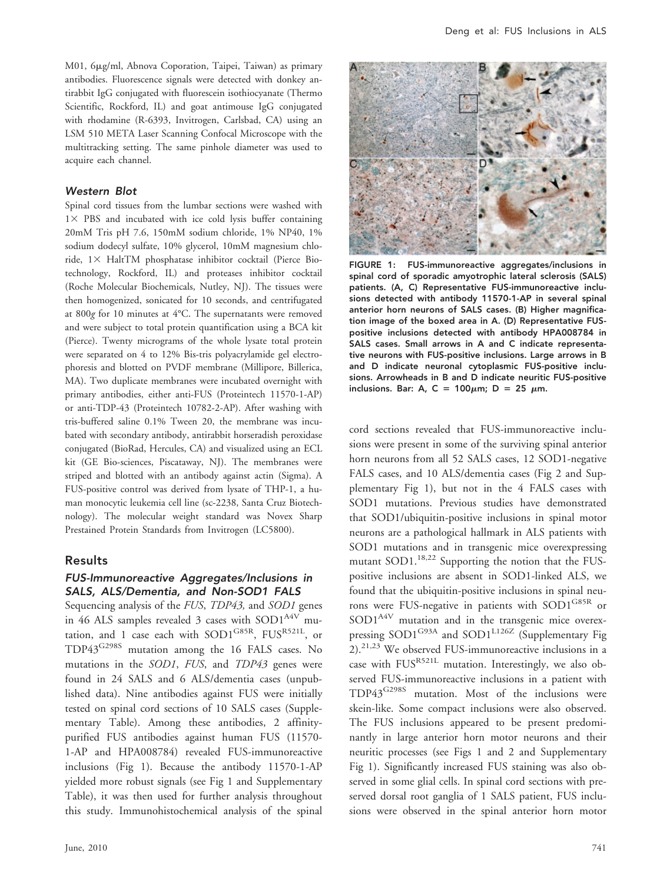M01, 6μg/ml, Abnova Coporation, Taipei, Taiwan) as primary antibodies. Fluorescence signals were detected with donkey antirabbit IgG conjugated with fluorescein isothiocyanate (Thermo Scientific, Rockford, IL) and goat antimouse IgG conjugated with rhodamine (R-6393, Invitrogen, Carlsbad, CA) using an LSM 510 META Laser Scanning Confocal Microscope with the multitracking setting. The same pinhole diameter was used to acquire each channel.

### Western Blot

Spinal cord tissues from the lumbar sections were washed with 1× PBS and incubated with ice cold lysis buffer containing 20mM Tris pH 7.6, 150mM sodium chloride, 1% NP40, 1% sodium dodecyl sulfate, 10% glycerol, 10mM magnesium chloride, 1× HaltTM phosphatase inhibitor cocktail (Pierce Biotechnology, Rockford, IL) and proteases inhibitor cocktail (Roche Molecular Biochemicals, Nutley, NJ). The tissues were then homogenized, sonicated for 10 seconds, and centrifugated at 800*g* for 10 minutes at 4°C. The supernatants were removed and were subject to total protein quantification using a BCA kit (Pierce). Twenty micrograms of the whole lysate total protein were separated on 4 to 12% Bis-tris polyacrylamide gel electrophoresis and blotted on PVDF membrane (Millipore, Billerica, MA). Two duplicate membranes were incubated overnight with primary antibodies, either anti-FUS (Proteintech 11570-1-AP) or anti-TDP-43 (Proteintech 10782-2-AP). After washing with tris-buffered saline 0.1% Tween 20, the membrane was incubated with secondary antibody, antirabbit horseradish peroxidase conjugated (BioRad, Hercules, CA) and visualized using an ECL kit (GE Bio-sciences, Piscataway, NJ). The membranes were striped and blotted with an antibody against actin (Sigma). A FUS-positive control was derived from lysate of THP-1, a human monocytic leukemia cell line (sc-2238, Santa Cruz Biotechnology). The molecular weight standard was Novex Sharp Prestained Protein Standards from Invitrogen (LC5800).

## Results

### FUS-Immunoreactive Aggregates/Inclusions in SALS, ALS/Dementia, and Non-SOD1 FALS

Sequencing analysis of the *FUS*, *TDP43,* and *SOD1* genes in 46 ALS samples revealed 3 cases with $SOD1^{A4V}$ mutation, and 1 case each with $SOD1^{G85R}$, $FUS^{R521L}$, or $TDP43^{G298S}$ mutation among the 16 FALS cases. No mutations in the *SOD1*, *FUS*, and *TDP43* genes were found in 24 SALS and 6 ALS/dementia cases (unpublished data). Nine antibodies against FUS were initially tested on spinal cord sections of 10 SALS cases (Supplementary Table). Among these antibodies, 2 affinity-purified FUS antibodies against human FUS (11570-1-AP and HPA008784) revealed FUS-immunoreactive inclusions (Fig 1). Because the antibody 11570-1-AP yielded more robust signals (see Fig 1 and Supplementary Table), it was then used for further analysis throughout this study. Immunohistochemical analysis of the spinal cord sections revealed that FUS-immunoreactive inclusions were present in some of the surviving spinal anterior horn neurons from all 52 SALS cases, 12 SOD1-negative FALS cases, and 10 ALS/dementia cases (Fig 2 and Supplementary Fig 1), but not in the 4 FALS cases with SOD1 mutations. Previous studies have demonstrated that SOD1/ubiquitin-positive inclusions in spinal motor neurons are a pathological hallmark in ALS patients with SOD1 mutations and in transgenic mice overexpressing mutant SOD1.[18,22] Supporting the notion that the FUS-positive inclusions are absent in SOD1-linked ALS, we found that the ubiquitin-positive inclusions in spinal neurons were FUS-negative in patients with $SOD1^{G85R}$ or $SOD1^{A4V}$ mutation and in the transgenic mice overexpressing $SOD1^{G93A}$ and $SOD1^{L126Z}$ (Supplementary Fig 2).[21,23] We observed FUS-immunoreactive inclusions in a case with $FUS^{R521L}$ mutation. Interestingly, we also observed FUS-immunoreactive inclusions in a patient with $TDP43^{G298S}$ mutation. Most of the inclusions were skein-like. Some compact inclusions were also observed. The FUS inclusions appeared to be present predominantly in large anterior horn motor neurons and their neuritic processes (see Figs 1 and 2 and Supplementary Fig 1). Significantly increased FUS staining was also observed in some glial cells. In spinal cord sections with preserved dorsal root ganglia of 1 SALS patient, FUS inclusions were observed in the spinal anterior horn motor

FIGURE 1: FUS-immunoreactive aggregates/inclusions in spinal cord of sporadic amyotrophic lateral sclerosis (SALS) patients. (A, C) Representative FUS-immunoreactive inclusions detected with antibody 11570-1-AP in several spinal anterior horn neurons of SALS cases. (B) Higher magnification image of the boxed area in A. (D) Representative FUS-positive inclusions detected with antibody HPA008784 in SALS cases. Small arrows in A and C indicate representative neurons with FUS-positive inclusions. Large arrows in B and D indicate neuronal cytoplasmic FUS-positive inclusions. Arrowheads in B and D indicate neuritic FUS-positive inclusions. Bar: A, C = 100μm; D = 25 μm.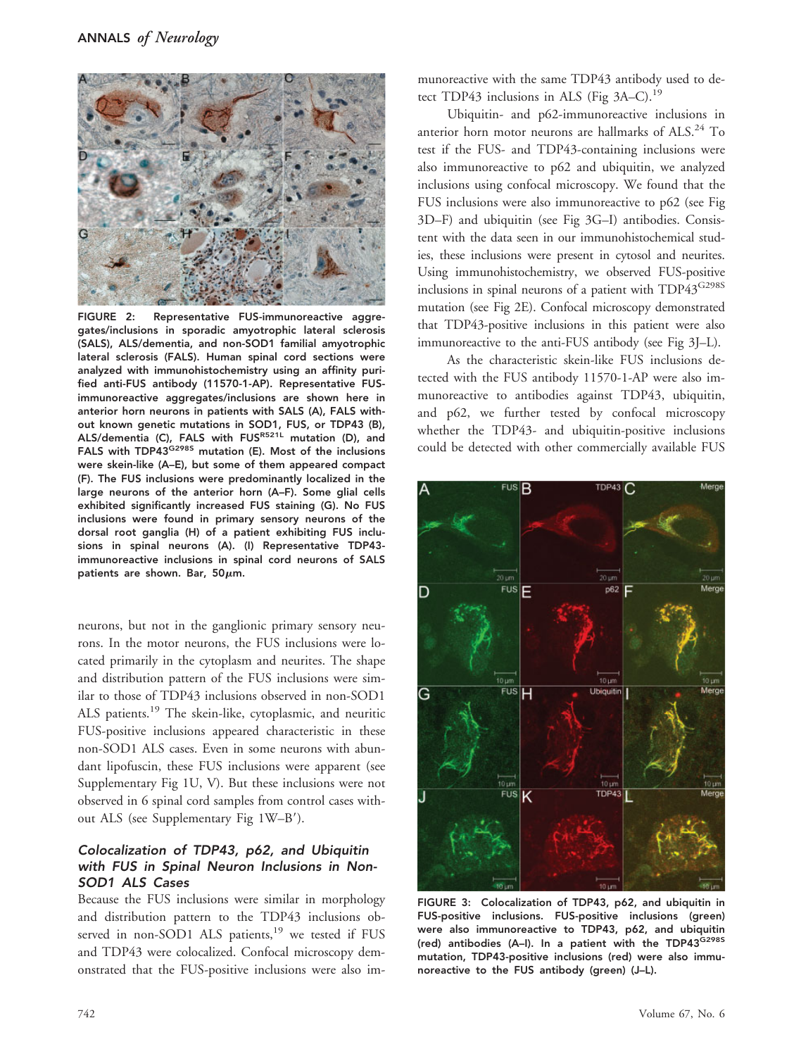FIGURE 2: Representative FUS-immunoreactive aggregates/inclusions in sporadic amyotrophic lateral sclerosis (SALS), ALS/dementia, and non-SOD1 familial amyotrophic lateral sclerosis (FALS). Human spinal cord sections were analyzed with immunohistochemistry using an affinity purified anti-FUS antibody (11570-1-AP). Representative FUS-immunoreactive aggregates/inclusions are shown here in anterior horn neurons in patients with SALS (A), FALS without known genetic mutations in SOD1, FUS, or TDP43 (B), ALS/dementia (C), FALS with FUS$^{R521L}$ mutation (D), and FALS with TDP43$^{G298S}$ mutation (E). Most of the inclusions were skein-like (A–E), but some of them appeared compact (F). The FUS inclusions were predominantly localized in the large neurons of the anterior horn (A–F). Some glial cells exhibited significantly increased FUS staining (G). No FUS inclusions were found in primary sensory neurons of the dorsal root ganglia (H) of a patient exhibiting FUS inclusions in spinal neurons (A). (I) Representative TDP43-immunoreactive inclusions in spinal cord neurons of SALS patients are shown. Bar, 50$\mu$m.

neurons, but not in the ganglionic primary sensory neurons. In the motor neurons, the FUS inclusions were located primarily in the cytoplasm and neurites. The shape and distribution pattern of the FUS inclusions were similar to those of TDP43 inclusions observed in non-SOD1 ALS patients.[19] The skein-like, cytoplasmic, and neuritic FUS-positive inclusions appeared characteristic in these non-SOD1 ALS cases. Even in some neurons with abundant lipofuscin, these FUS inclusions were apparent (see Supplementary Fig 1U, V). But these inclusions were not observed in 6 spinal cord samples from control cases without ALS (see Supplementary Fig 1W–B′).

### Colocalization of TDP43, p62, and Ubiquitin with FUS in Spinal Neuron Inclusions in Non-SOD1 ALS Cases

Because the FUS inclusions were similar in morphology and distribution pattern to the TDP43 inclusions observed in non-SOD1 ALS patients,[19] we tested if FUS and TDP43 were colocalized. Confocal microscopy demonstrated that the FUS-positive inclusions were also immunoreactive with the same TDP43 antibody used to detect TDP43 inclusions in ALS (Fig 3A–C).[19]

Ubiquitin- and p62-immunoreactive inclusions in anterior horn motor neurons are hallmarks of ALS.[24] To test if the FUS- and TDP43-containing inclusions were also immunoreactive to p62 and ubiquitin, we analyzed inclusions using confocal microscopy. We found that the FUS inclusions were also immunoreactive to p62 (see Fig 3D–F) and ubiquitin (see Fig 3G–I) antibodies. Consistent with the data seen in our immunohistochemical studies, these inclusions were present in cytosol and neurites. Using immunohistochemistry, we observed FUS-positive inclusions in spinal neurons of a patient with TDP43$^{G298S}$ mutation (see Fig 2E). Confocal microscopy demonstrated that TDP43-positive inclusions in this patient were also immunoreactive to the anti-FUS antibody (see Fig 3J–L).

As the characteristic skein-like FUS inclusions detected with the FUS antibody 11570-1-AP were also immunoreactive to antibodies against TDP43, ubiquitin, and p62, we further tested by confocal microscopy whether the TDP43- and ubiquitin-positive inclusions could be detected with other commercially available FUS

FIGURE 3: Colocalization of TDP43, p62, and ubiquitin in FUS-positive inclusions. FUS-positive inclusions (green) were also immunoreactive to TDP43, p62, and ubiquitin (red) antibodies (A–I). In a patient with the TDP43$^{G298S}$ mutation, TDP43-positive inclusions (red) were also immunoreactive to the FUS antibody (green) (J–L).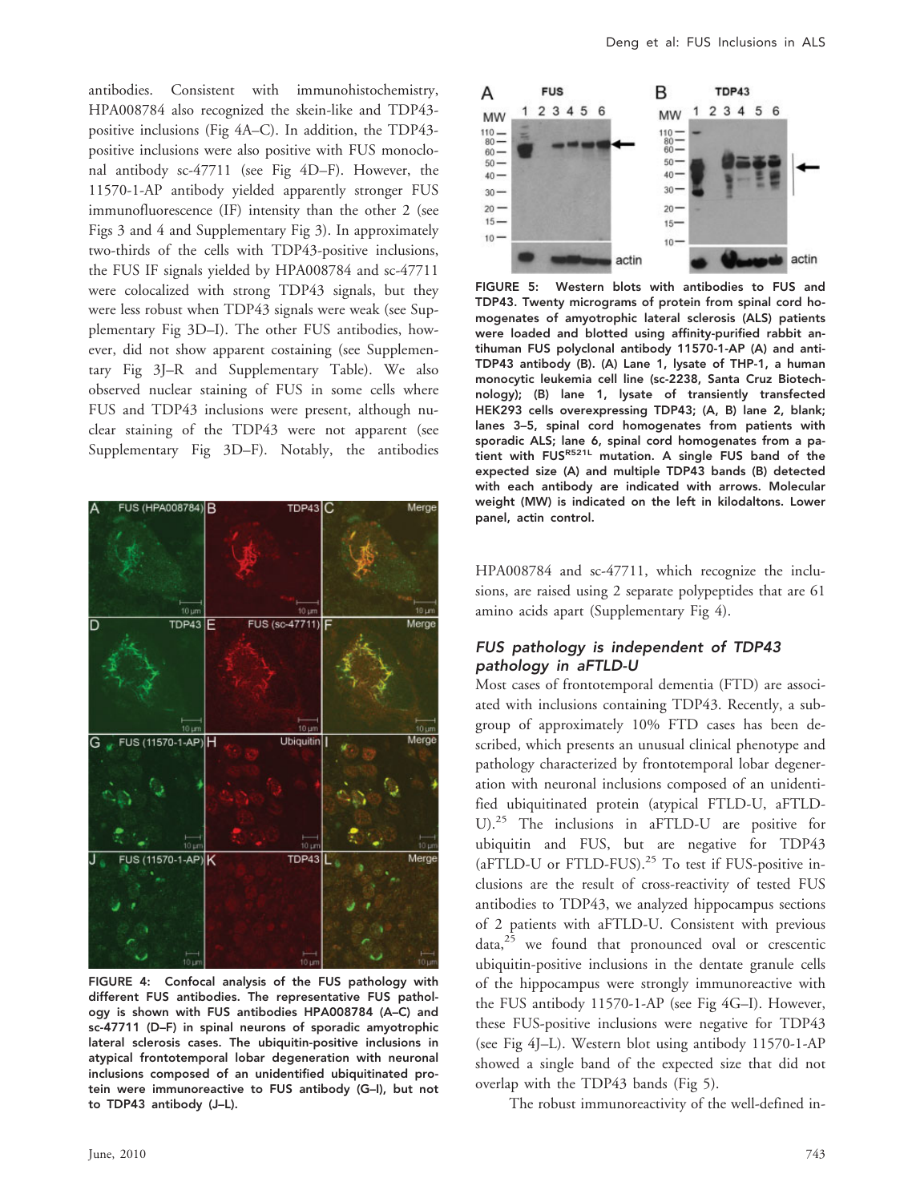antibodies. Consistent with immunohistochemistry, HPA008784 also recognized the skein-like and TDP43-positive inclusions (Fig 4A–C). In addition, the TDP43-positive inclusions were also positive with FUS monoclonal antibody sc-47711 (see Fig 4D–F). However, the 11570-1-AP antibody yielded apparently stronger FUS immunofluorescence (IF) intensity than the other 2 (see Figs 3 and 4 and Supplementary Fig 3). In approximately two-thirds of the cells with TDP43-positive inclusions, the FUS IF signals yielded by HPA008784 and sc-47711 were colocalized with strong TDP43 signals, but they were less robust when TDP43 signals were weak (see Supplementary Fig 3D–I). The other FUS antibodies, however, did not show apparent costaining (see Supplementary Fig 3J–R and Supplementary Table). We also observed nuclear staining of FUS in some cells where FUS and TDP43 inclusions were present, although nuclear staining of the TDP43 were not apparent (see Supplementary Fig 3D–F). Notably, the antibodies HPA008784 and sc-47711, which recognize the inclusions, are raised using 2 separate polypeptides that are 61 amino acids apart (Supplementary Fig 4).

**FIGURE 4:** Confocal analysis of the FUS pathology with different FUS antibodies. The representative FUS pathology is shown with FUS antibodies HPA008784 (A–C) and sc-47711 (D–F) in spinal neurons of sporadic amyotrophic lateral sclerosis cases. The ubiquitin-positive inclusions in atypical frontotemporal lobar degeneration with neuronal inclusions composed of an unidentified ubiquitinated protein were immunoreactive to FUS antibody (G–I), but not to TDP43 antibody (J–L).

**FIGURE 5:** Western blots with antibodies to FUS and TDP43. Twenty micrograms of protein from spinal cord homogenates of amyotrophic lateral sclerosis (ALS) patients were loaded and blotted using affinity-purified rabbit antihuman FUS polyclonal antibody 11570-1-AP (A) and anti-TDP43 antibody (B). (A) Lane 1, lysate of THP-1, a human monocytic leukemia cell line (sc-2238, Santa Cruz Biotechnology); (B) lane 1, lysate of transiently transfected HEK293 cells overexpressing TDP43; (A, B) lane 2, blank; lanes 3–5, spinal cord homogenates from patients with sporadic ALS; lane 6, spinal cord homogenates from a patient with FUS$^{R521L}$ mutation. A single FUS band of the expected size (A) and multiple TDP43 bands (B) detected with each antibody are indicated with arrows. Molecular weight (MW) is indicated on the left in kilodaltons. Lower panel, actin control.

### *FUS pathology is independent of TDP43 pathology in aFTLD-U*

Most cases of frontotemporal dementia (FTD) are associated with inclusions containing TDP43. Recently, a subgroup of approximately 10% FTD cases has been described, which presents an unusual clinical phenotype and pathology characterized by frontotemporal lobar degeneration with neuronal inclusions composed of an unidentified ubiquitinated protein (atypical FTLD-U, aFTLD-U).[25] The inclusions in aFTLD-U are positive for ubiquitin and FUS, but are negative for TDP43 (aFTLD-U or FTLD-FUS).[25] To test if FUS-positive inclusions are the result of cross-reactivity of tested FUS antibodies to TDP43, we analyzed hippocampus sections of 2 patients with aFTLD-U. Consistent with previous data,[25] we found that pronounced oval or crescentic ubiquitin-positive inclusions in the dentate granule cells of the hippocampus were strongly immunoreactive with the FUS antibody 11570-1-AP (see Fig 4G–I). However, these FUS-positive inclusions were negative for TDP43 (see Fig 4J–L). Western blot using antibody 11570-1-AP showed a single band of the expected size that did not overlap with the TDP43 bands (Fig 5).

The robust immunoreactivity of the well-defined in-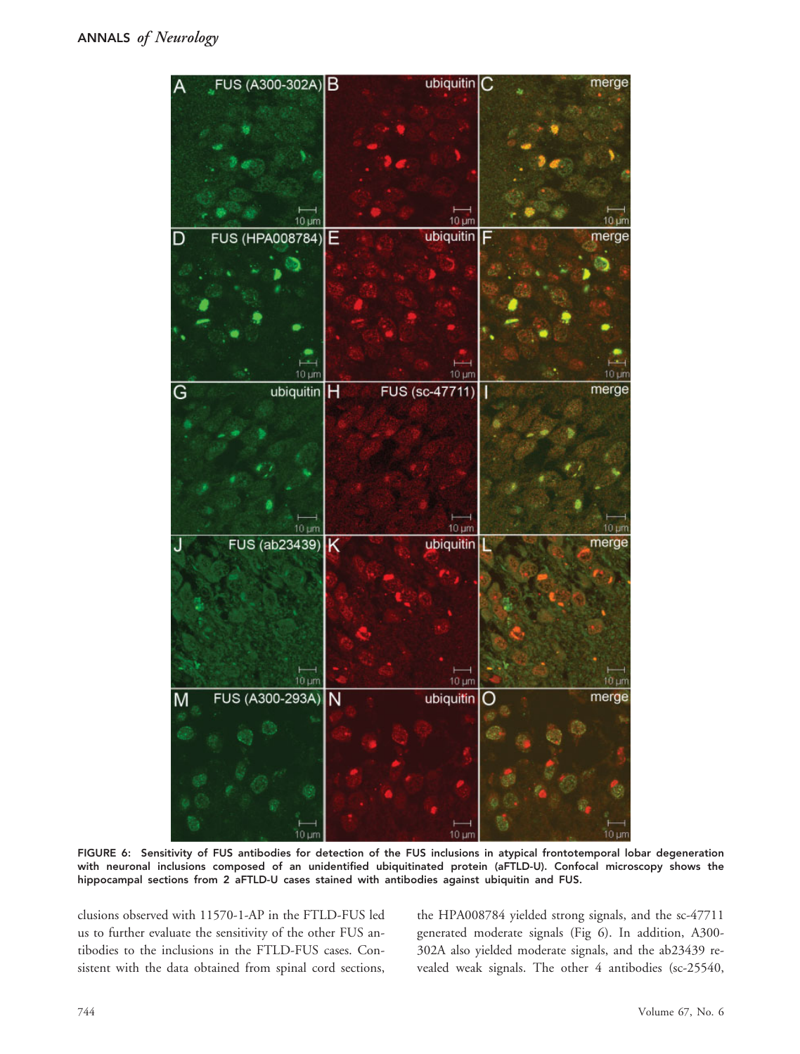FIGURE 6: Sensitivity of FUS antibodies for detection of the FUS inclusions in atypical frontotemporal lobar degeneration with neuronal inclusions composed of an unidentified ubiquitinated protein (aFTLD-U). Confocal microscopy shows the hippocampal sections from 2 aFTLD-U cases stained with antibodies against ubiquitin and FUS.

clusions observed with 11570-1-AP in the FTLD-FUS led us to further evaluate the sensitivity of the other FUS antibodies to the inclusions in the FTLD-FUS cases. Consistent with the data obtained from spinal cord sections, the HPA008784 yielded strong signals, and the sc-47711 generated moderate signals (Fig 6). In addition, A300-302A also yielded moderate signals, and the ab23439 revealed weak signals. The other 4 antibodies (sc-25540,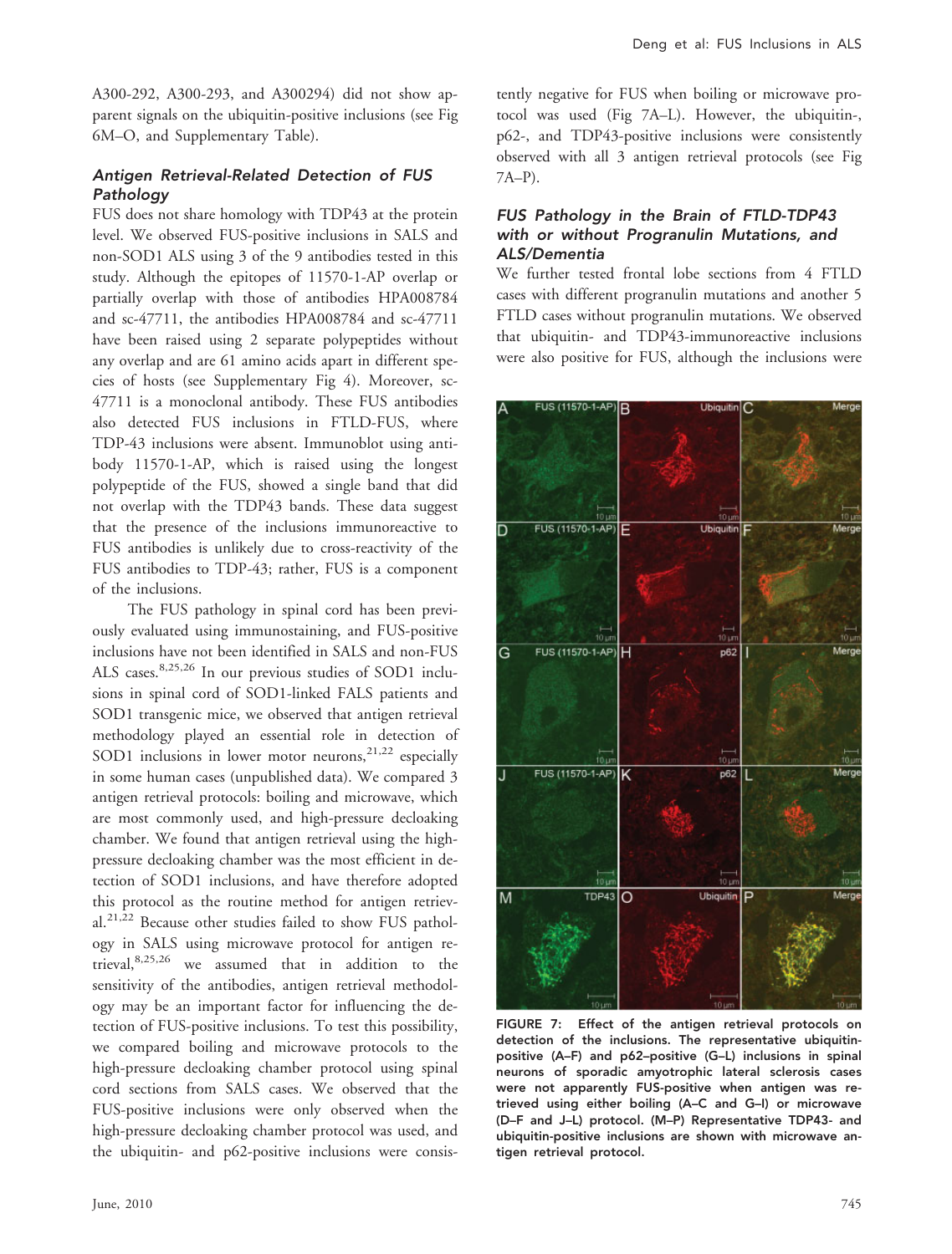A300-292, A300-293, and A300294) did not show apparent signals on the ubiquitin-positive inclusions (see Fig 6M–O, and Supplementary Table).

### Antigen Retrieval-Related Detection of FUS Pathology

FUS does not share homology with TDP43 at the protein level. We observed FUS-positive inclusions in SALS and non-SOD1 ALS using 3 of the 9 antibodies tested in this study. Although the epitopes of 11570-1-AP overlap or partially overlap with those of antibodies HPA008784 and sc-47711, the antibodies HPA008784 and sc-47711 have been raised using 2 separate polypeptides without any overlap and are 61 amino acids apart in different species of hosts (see Supplementary Fig 4). Moreover, sc-47711 is a monoclonal antibody. These FUS antibodies also detected FUS inclusions in FTLD-FUS, where TDP-43 inclusions were absent. Immunoblot using antibody 11570-1-AP, which is raised using the longest polypeptide of the FUS, showed a single band that did not overlap with the TDP43 bands. These data suggest that the presence of the inclusions immunoreactive to FUS antibodies is unlikely due to cross-reactivity of the FUS antibodies to TDP-43; rather, FUS is a component of the inclusions.

The FUS pathology in spinal cord has been previously evaluated using immunostaining, and FUS-positive inclusions have not been identified in SALS and non-FUS ALS cases.[8,25,26] In our previous studies of SOD1 inclusions in spinal cord of SOD1-linked FALS patients and SOD1 transgenic mice, we observed that antigen retrieval methodology played an essential role in detection of SOD1 inclusions in lower motor neurons,[21,22] especially in some human cases (unpublished data). We compared 3 antigen retrieval protocols: boiling and microwave, which are most commonly used, and high-pressure decloaking chamber. We found that antigen retrieval using the high-pressure decloaking chamber was the most efficient in detection of SOD1 inclusions, and have therefore adopted this protocol as the routine method for antigen retrieval.[21,22] Because other studies failed to show FUS pathology in SALS using microwave protocol for antigen retrieval,[8,25,26] we assumed that in addition to the sensitivity of the antibodies, antigen retrieval methodology may be an important factor for influencing the detection of FUS-positive inclusions. To test this possibility, we compared boiling and microwave protocols to the high-pressure decloaking chamber protocol using spinal cord sections from SALS cases. We observed that the FUS-positive inclusions were only observed when the high-pressure decloaking chamber protocol was used, and the ubiquitin- and p62-positive inclusions were consistently negative for FUS when boiling or microwave protocol was used (Fig 7A–L). However, the ubiquitin-, p62-, and TDP43-positive inclusions were consistently observed with all 3 antigen retrieval protocols (see Fig 7A–P).

### FUS Pathology in the Brain of FTLD-TDP43 with or without Progranulin Mutations, and ALS/Dementia

We further tested frontal lobe sections from 4 FTLD cases with different progranulin mutations and another 5 FTLD cases without progranulin mutations. We observed that ubiquitin- and TDP43-immunoreactive inclusions were also positive for FUS, although the inclusions were

**FIGURE 7:** Effect of the antigen retrieval protocols on detection of the inclusions. The representative ubiquitin-positive (A–F) and p62–positive (G–L) inclusions in spinal neurons of sporadic amyotrophic lateral sclerosis cases were not apparently FUS-positive when antigen was retrieved using either boiling (A–C and G–I) or microwave (D–F and J–L) protocol. (M–P) Representative TDP43- and ubiquitin-positive inclusions are shown with microwave antigen retrieval protocol.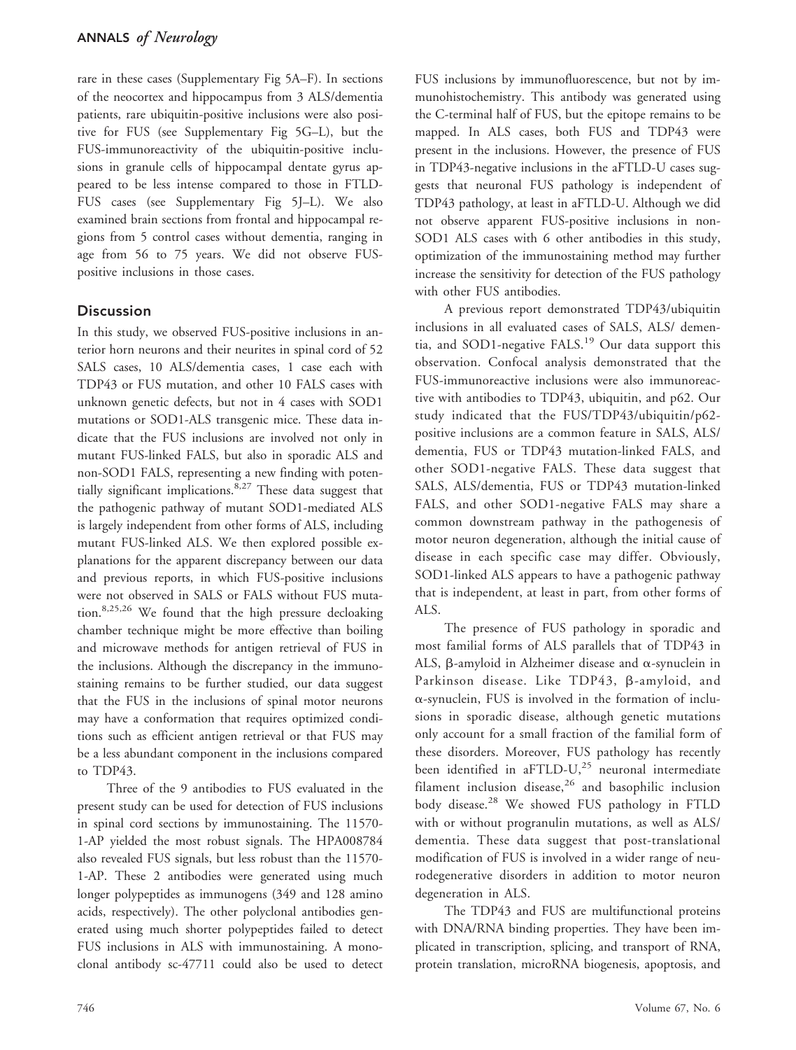rare in these cases (Supplementary Fig 5A–F). In sections of the neocortex and hippocampus from 3 ALS/dementia patients, rare ubiquitin-positive inclusions were also positive for FUS (see Supplementary Fig 5G–L), but the FUS-immunoreactivity of the ubiquitin-positive inclusions in granule cells of hippocampal dentate gyrus appeared to be less intense compared to those in FTLD-FUS cases (see Supplementary Fig 5J–L). We also examined brain sections from frontal and hippocampal regions from 5 control cases without dementia, ranging in age from 56 to 75 years. We did not observe FUS-positive inclusions in those cases.

## Discussion

In this study, we observed FUS-positive inclusions in anterior horn neurons and their neurites in spinal cord of 52 SALS cases, 10 ALS/dementia cases, 1 case each with TDP43 or FUS mutation, and other 10 FALS cases with unknown genetic defects, but not in 4 cases with SOD1 mutations or SOD1-ALS transgenic mice. These data indicate that the FUS inclusions are involved not only in mutant FUS-linked FALS, but also in sporadic ALS and non-SOD1 FALS, representing a new finding with potentially significant implications.[8,27] These data suggest that the pathogenic pathway of mutant SOD1-mediated ALS is largely independent from other forms of ALS, including mutant FUS-linked ALS. We then explored possible explanations for the apparent discrepancy between our data and previous reports, in which FUS-positive inclusions were not observed in SALS or FALS without FUS mutation.[8,25,26] We found that the high pressure decloaking chamber technique might be more effective than boiling and microwave methods for antigen retrieval of FUS in the inclusions. Although the discrepancy in the immunostaining remains to be further studied, our data suggest that the FUS in the inclusions of spinal motor neurons may have a conformation that requires optimized conditions such as efficient antigen retrieval or that FUS may be a less abundant component in the inclusions compared to TDP43.

Three of the 9 antibodies to FUS evaluated in the present study can be used for detection of FUS inclusions in spinal cord sections by immunostaining. The 11570-1-AP yielded the most robust signals. The HPA008784 also revealed FUS signals, but less robust than the 11570-1-AP. These 2 antibodies were generated using much longer polypeptides as immunogens (349 and 128 amino acids, respectively). The other polyclonal antibodies generated using much shorter polypeptides failed to detect FUS inclusions in ALS with immunostaining. A monoclonal antibody sc-47711 could also be used to detect FUS inclusions by immunofluorescence, but not by immunohistochemistry. This antibody was generated using the C-terminal half of FUS, but the epitope remains to be mapped. In ALS cases, both FUS and TDP43 were present in the inclusions. However, the presence of FUS in TDP43-negative inclusions in the aFTLD-U cases suggests that neuronal FUS pathology is independent of TDP43 pathology, at least in aFTLD-U. Although we did not observe apparent FUS-positive inclusions in non-SOD1 ALS cases with 6 other antibodies in this study, optimization of the immunostaining method may further increase the sensitivity for detection of the FUS pathology with other FUS antibodies.

A previous report demonstrated TDP43/ubiquitin inclusions in all evaluated cases of SALS, ALS/ dementia, and SOD1-negative FALS.[19] Our data support this observation. Confocal analysis demonstrated that the FUS-immunoreactive inclusions were also immunoreactive with antibodies to TDP43, ubiquitin, and p62. Our study indicated that the FUS/TDP43/ubiquitin/p62-positive inclusions are a common feature in SALS, ALS/ dementia, FUS or TDP43 mutation-linked FALS, and other SOD1-negative FALS. These data suggest that SALS, ALS/dementia, FUS or TDP43 mutation-linked FALS, and other SOD1-negative FALS may share a common downstream pathway in the pathogenesis of motor neuron degeneration, although the initial cause of disease in each specific case may differ. Obviously, SOD1-linked ALS appears to have a pathogenic pathway that is independent, at least in part, from other forms of ALS.

The presence of FUS pathology in sporadic and most familial forms of ALS parallels that of TDP43 in ALS, β-amyloid in Alzheimer disease and α-synuclein in Parkinson disease. Like TDP43, β-amyloid, and α-synuclein, FUS is involved in the formation of inclusions in sporadic disease, although genetic mutations only account for a small fraction of the familial form of these disorders. Moreover, FUS pathology has recently been identified in aFTLD-U,[25] neuronal intermediate filament inclusion disease,[26] and basophilic inclusion body disease.[28] We showed FUS pathology in FTLD with or without progranulin mutations, as well as ALS/ dementia. These data suggest that post-translational modification of FUS is involved in a wider range of neurodegenerative disorders in addition to motor neuron degeneration in ALS.

The TDP43 and FUS are multifunctional proteins with DNA/RNA binding properties. They have been implicated in transcription, splicing, and transport of RNA, protein translation, microRNA biogenesis, apoptosis, and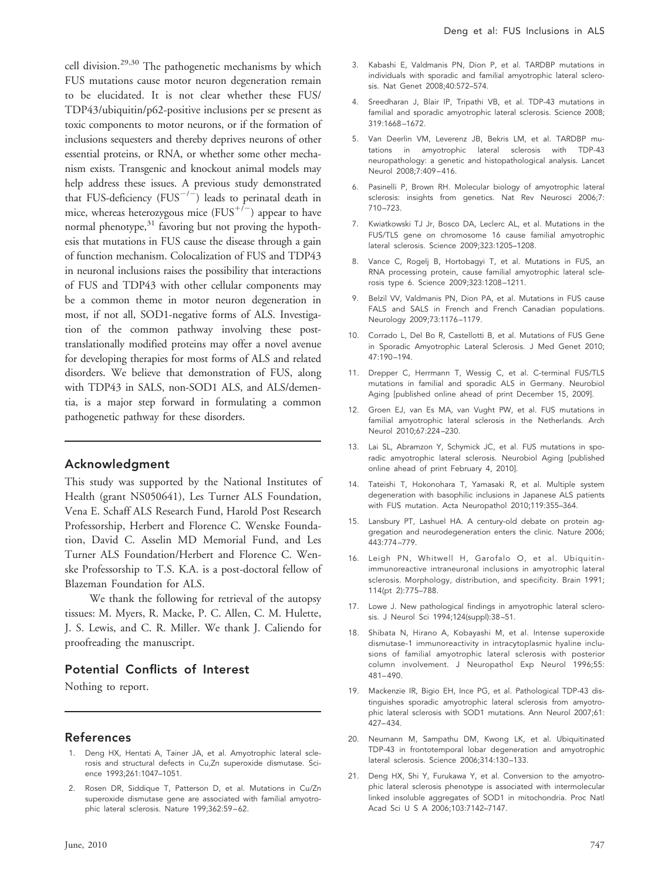cell division.[29,30] The pathogenetic mechanisms by which FUS mutations cause motor neuron degeneration remain to be elucidated. It is not clear whether these FUS/TDP43/ubiquitin/p62-positive inclusions per se present as toxic components to motor neurons, or if the formation of inclusions sequesters and thereby deprives neurons of other essential proteins, or RNA, or whether some other mechanism exists. Transgenic and knockout animal models may help address these issues. A previous study demonstrated that FUS-deficiency ($FUS^{-/-}$) leads to perinatal death in mice, whereas heterozygous mice ($FUS^{+/-}$) appear to have normal phenotype,[31] favoring but not proving the hypothesis that mutations in FUS cause the disease through a gain of function mechanism. Colocalization of FUS and TDP43 in neuronal inclusions raises the possibility that interactions of FUS and TDP43 with other cellular components may be a common theme in motor neuron degeneration in most, if not all, SOD1-negative forms of ALS. Investigation of the common pathway involving these post-translationally modified proteins may offer a novel avenue for developing therapies for most forms of ALS and related disorders. We believe that demonstration of FUS, along with TDP43 in SALS, non-SOD1 ALS, and ALS/dementia, is a major step forward in formulating a common pathogenetic pathway for these disorders.

## Acknowledgment

This study was supported by the National Institutes of Health (grant NS050641), Les Turner ALS Foundation, Vena E. Schaff ALS Research Fund, Harold Post Research Professorship, Herbert and Florence C. Wenske Foundation, David C. Asselin MD Memorial Fund, and Les Turner ALS Foundation/Herbert and Florence C. Wenske Professorship to T.S. K.A. is a post-doctoral fellow of Blazeman Foundation for ALS.

We thank the following for retrieval of the autopsy tissues: M. Myers, R. Macke, P. C. Allen, C. M. Hulette, J. S. Lewis, and C. R. Miller. We thank J. Caliendo for proofreading the manuscript.

## Potential Conflicts of Interest

Nothing to report.

## References

1. Deng HX, Hentati A, Tainer JA, et al. Amyotrophic lateral sclerosis and structural defects in Cu,Zn superoxide dismutase. Science 1993;261:1047–1051.
2. Rosen DR, Siddique T, Patterson D, et al. Mutations in Cu/Zn superoxide dismutase gene are associated with familial amyotrophic lateral sclerosis. Nature 199;362:59–62.
3. Kabashi E, Valdmanis PN, Dion P, et al. TARDBP mutations in individuals with sporadic and familial amyotrophic lateral sclerosis. Nat Genet 2008;40:572–574.
4. Sreedharan J, Blair IP, Tripathi VB, et al. TDP-43 mutations in familial and sporadic amyotrophic lateral sclerosis. Science 2008; 319:1668–1672.
5. Van Deerlin VM, Leverenz JB, Bekris LM, et al. TARDBP mutations in amyotrophic lateral sclerosis with TDP-43 neuropathology: a genetic and histopathological analysis. Lancet Neurol 2008;7:409–416.
6. Pasinelli P, Brown RH. Molecular biology of amyotrophic lateral sclerosis: insights from genetics. Nat Rev Neurosci 2006;7: 710–723.
7. Kwiatkowski TJ Jr, Bosco DA, Leclerc AL, et al. Mutations in the FUS/TLS gene on chromosome 16 cause familial amyotrophic lateral sclerosis. Science 2009;323:1205–1208.
8. Vance C, Rogelj B, Hortobagyi T, et al. Mutations in FUS, an RNA processing protein, cause familial amyotrophic lateral sclerosis type 6. Science 2009;323:1208–1211.
9. Belzil VV, Valdmanis PN, Dion PA, et al. Mutations in FUS cause FALS and SALS in French and French Canadian populations. Neurology 2009;73:1176–1179.
10. Corrado L, Del Bo R, Castellotti B, et al. Mutations of FUS Gene in Sporadic Amyotrophic Lateral Sclerosis. J Med Genet 2010; 47:190–194.
11. Drepper C, Herrmann T, Wessig C, et al. C-terminal FUS/TLS mutations in familial and sporadic ALS in Germany. Neurobiol Aging [published online ahead of print December 15, 2009].
12. Groen EJ, van Es MA, van Vught PW, et al. FUS mutations in familial amyotrophic lateral sclerosis in the Netherlands. Arch Neurol 2010;67:224–230.
13. Lai SL, Abramzon Y, Schymick JC, et al. FUS mutations in sporadic amyotrophic lateral sclerosis. Neurobiol Aging [published online ahead of print February 4, 2010].
14. Tateishi T, Hokonohara T, Yamasaki R, et al. Multiple system degeneration with basophilic inclusions in Japanese ALS patients with FUS mutation. Acta Neuropathol 2010;119:355–364.
15. Lansbury PT, Lashuel HA. A century-old debate on protein aggregation and neurodegeneration enters the clinic. Nature 2006; 443:774–779.
16. Leigh PN, Whitwell H, Garofalo O, et al. Ubiquitin-immunoreactive intraneuronal inclusions in amyotrophic lateral sclerosis. Morphology, distribution, and specificity. Brain 1991; 114(pt 2):775–788.
17. Lowe J. New pathological findings in amyotrophic lateral sclerosis. J Neurol Sci 1994;124(suppl):38–51.
18. Shibata N, Hirano A, Kobayashi M, et al. Intense superoxide dismutase-1 immunoreactivity in intracytoplasmic hyaline inclusions of familial amyotrophic lateral sclerosis with posterior column involvement. J Neuropathol Exp Neurol 1996;55: 481–490.
19. Mackenzie IR, Bigio EH, Ince PG, et al. Pathological TDP-43 distinguishes sporadic amyotrophic lateral sclerosis from amyotrophic lateral sclerosis with SOD1 mutations. Ann Neurol 2007;61: 427–434.
20. Neumann M, Sampathu DM, Kwong LK, et al. Ubiquitinated TDP-43 in frontotemporal lobar degeneration and amyotrophic lateral sclerosis. Science 2006;314:130–133.
21. Deng HX, Shi Y, Furukawa Y, et al. Conversion to the amyotrophic lateral sclerosis phenotype is associated with intermolecular linked insoluble aggregates of SOD1 in mitochondria. Proc Natl Acad Sci U S A 2006;103:7142–7147.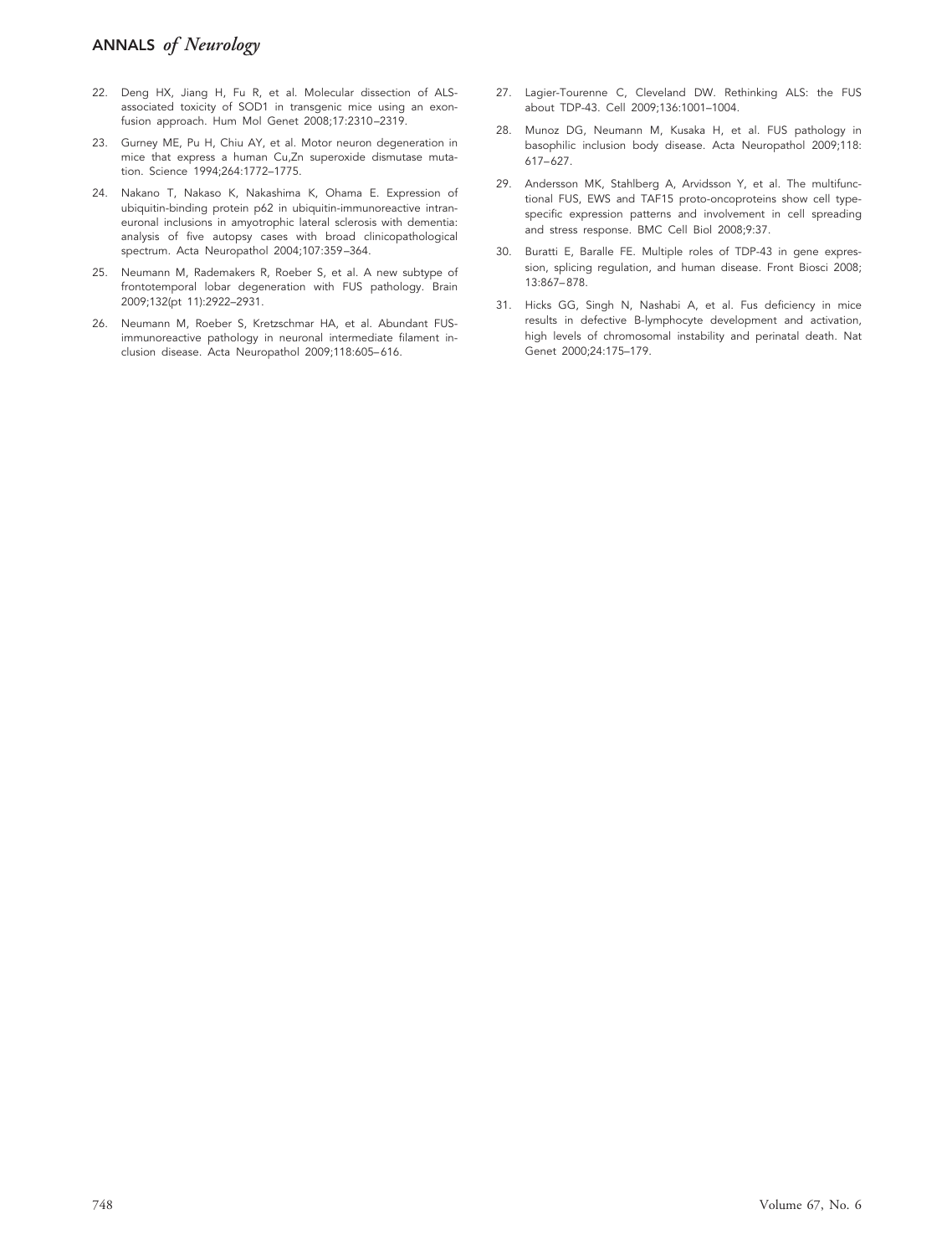22. Deng HX, Jiang H, Fu R, et al. Molecular dissection of ALS-associated toxicity of SOD1 in transgenic mice using an exon-fusion approach. Hum Mol Genet 2008;17:2310–2319.
23. Gurney ME, Pu H, Chiu AY, et al. Motor neuron degeneration in mice that express a human Cu,Zn superoxide dismutase mutation. Science 1994;264:1772–1775.
24. Nakano T, Nakaso K, Nakashima K, Ohama E. Expression of ubiquitin-binding protein p62 in ubiquitin-immunoreactive intraneuronal inclusions in amyotrophic lateral sclerosis with dementia: analysis of five autopsy cases with broad clinicopathological spectrum. Acta Neuropathol 2004;107:359–364.
25. Neumann M, Rademakers R, Roeber S, et al. A new subtype of frontotemporal lobar degeneration with FUS pathology. Brain 2009;132(pt 11):2922–2931.
26. Neumann M, Roeber S, Kretzschmar HA, et al. Abundant FUS-immunoreactive pathology in neuronal intermediate filament inclusion disease. Acta Neuropathol 2009;118:605–616.
27. Lagier-Tourenne C, Cleveland DW. Rethinking ALS: the FUS about TDP-43. Cell 2009;136:1001–1004.
28. Munoz DG, Neumann M, Kusaka H, et al. FUS pathology in basophilic inclusion body disease. Acta Neuropathol 2009;118: 617–627.
29. Andersson MK, Stahlberg A, Arvidsson Y, et al. The multifunctional FUS, EWS and TAF15 proto-oncoproteins show cell type-specific expression patterns and involvement in cell spreading and stress response. BMC Cell Biol 2008;9:37.
30. Buratti E, Baralle FE. Multiple roles of TDP-43 in gene expression, splicing regulation, and human disease. Front Biosci 2008; 13:867–878.
31. Hicks GG, Singh N, Nashabi A, et al. Fus deficiency in mice results in defective B-lymphocyte development and activation, high levels of chromosomal instability and perinatal death. Nat Genet 2000;24:175–179.